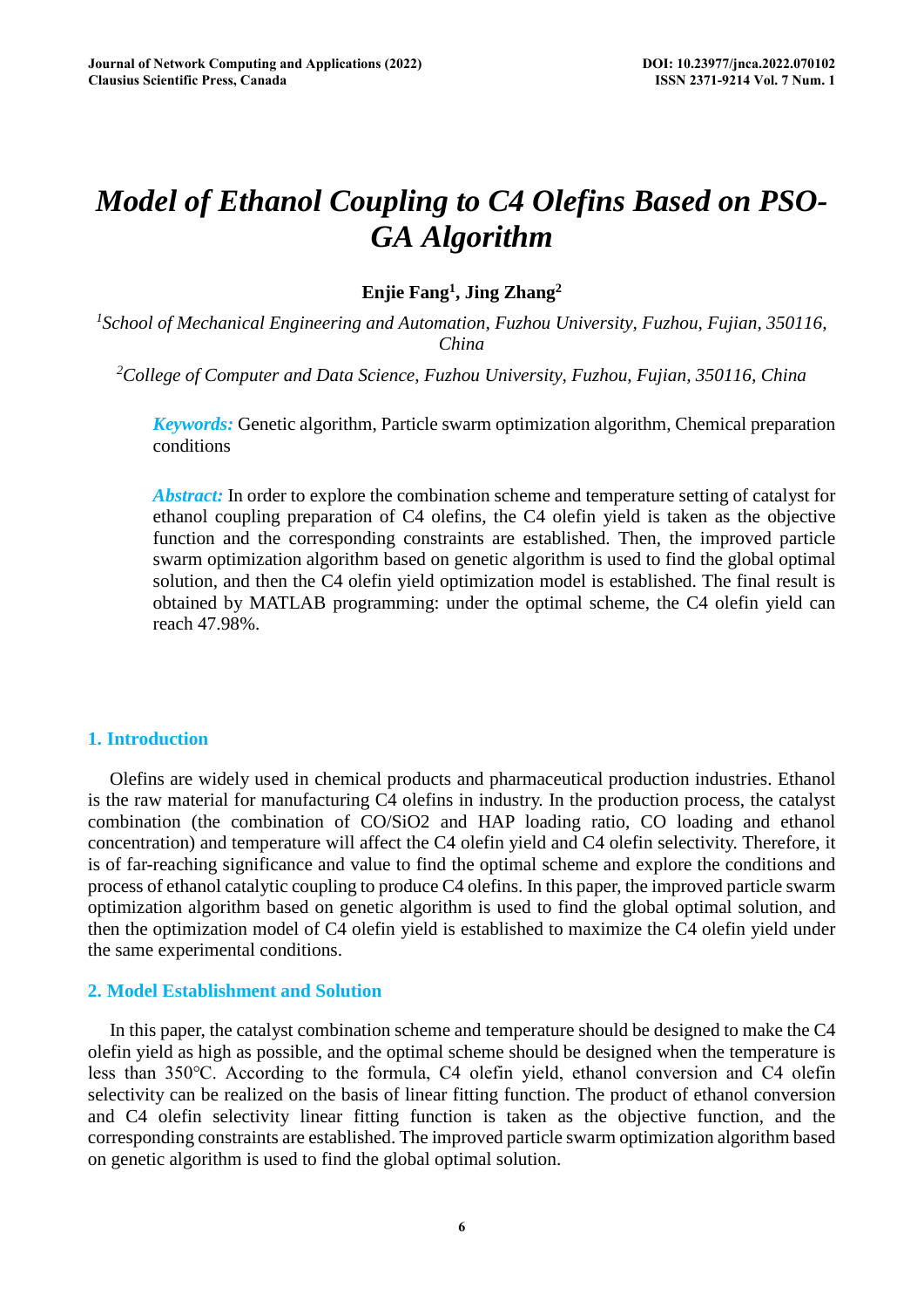# Model of Ethanol Coupling to C4 Olefins Based on PSO-GA Algorithm

**Enjie Fang[1], Jing Zhang[2]**

[1]*School of Mechanical Engineering and Automation, Fuzhou University, Fuzhou, Fujian, 350116, China*

[2]*College of Computer and Data Science, Fuzhou University, Fuzhou, Fujian, 350116, China*

***Keywords:*** Genetic algorithm, Particle swarm optimization algorithm, Chemical preparation conditions

***Abstract:*** In order to explore the combination scheme and temperature setting of catalyst for ethanol coupling preparation of C4 olefins, the C4 olefin yield is taken as the objective function and the corresponding constraints are established. Then, the improved particle swarm optimization algorithm based on genetic algorithm is used to find the global optimal solution, and then the C4 olefin yield optimization model is established. The final result is obtained by MATLAB programming: under the optimal scheme, the C4 olefin yield can reach 47.98%.

## 1. Introduction

Olefins are widely used in chemical products and pharmaceutical production industries. Ethanol is the raw material for manufacturing C4 olefins in industry. In the production process, the catalyst combination (the combination of CO/SiO2 and HAP loading ratio, CO loading and ethanol concentration) and temperature will affect the C4 olefin yield and C4 olefin selectivity. Therefore, it is of far-reaching significance and value to find the optimal scheme and explore the conditions and process of ethanol catalytic coupling to produce C4 olefins. In this paper, the improved particle swarm optimization algorithm based on genetic algorithm is used to find the global optimal solution, and then the optimization model of C4 olefin yield is established to maximize the C4 olefin yield under the same experimental conditions.

## 2. Model Establishment and Solution

In this paper, the catalyst combination scheme and temperature should be designed to make the C4 olefin yield as high as possible, and the optimal scheme should be designed when the temperature is less than 350°C. According to the formula, C4 olefin yield, ethanol conversion and C4 olefin selectivity can be realized on the basis of linear fitting function. The product of ethanol conversion and C4 olefin selectivity linear fitting function is taken as the objective function, and the corresponding constraints are established. The improved particle swarm optimization algorithm based on genetic algorithm is used to find the global optimal solution.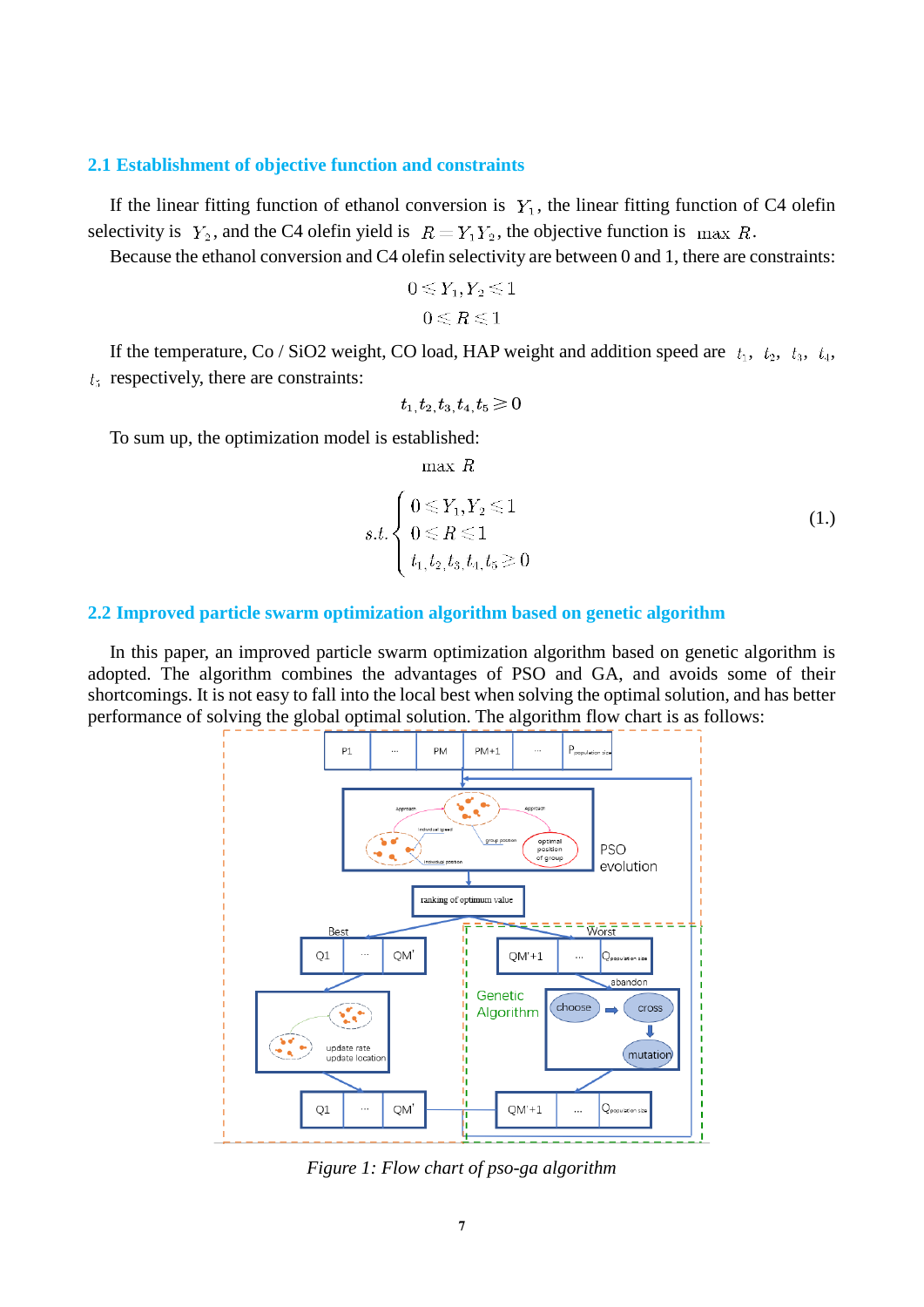## 2.1 Establishment of objective function and constraints

If the linear fitting function of ethanol conversion is $Y_1$, the linear fitting function of C4 olefin selectivity is $Y_2$, and the C4 olefin yield is $R = Y_1 Y_2$, the objective function is $\max\ R$.

Because the ethanol conversion and C4 olefin selectivity are between 0 and 1, there are constraints:

$$0 \leqslant Y_1, Y_2 \leqslant 1$$

$$0 \leqslant R \leqslant 1$$

If the temperature, Co / SiO2 weight, CO load, HAP weight and addition speed are $t_1$, $t_2$, $t_3$, $t_4$, $t_5$ respectively, there are constraints:

$$t_1, t_2, t_3, t_4, t_5 \geqslant 0$$

To sum up, the optimization model is established:

$$\max\ R$$

$$s.t. \begin{cases} 0 \leqslant Y_1, Y_2 \leqslant 1 \\ 0 \leqslant R \leqslant 1 \\ t_1, t_2, t_3, t_4, t_5 \geqslant 0 \end{cases} \tag{1.}$$

## 2.2 Improved particle swarm optimization algorithm based on genetic algorithm

In this paper, an improved particle swarm optimization algorithm based on genetic algorithm is adopted. The algorithm combines the advantages of PSO and GA, and avoids some of their shortcomings. It is not easy to fall into the local best when solving the optimal solution, and has better performance of solving the global optimal solution. The algorithm flow chart is as follows:

*Figure 1: Flow chart of pso-ga algorithm*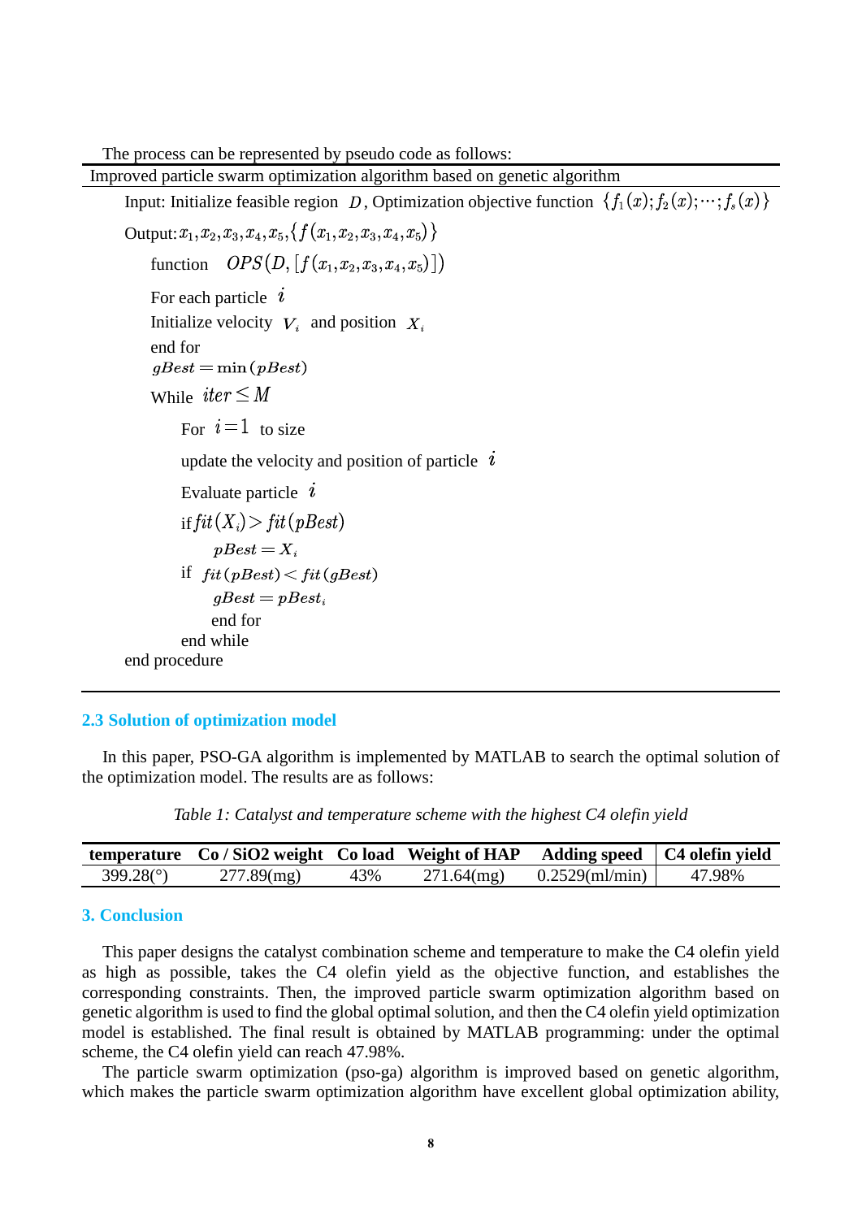The process can be represented by pseudo code as follows:

---

Improved particle swarm optimization algorithm based on genetic algorithm

---

Input: Initialize feasible region $D$, Optimization objective function $\{f_1(x); f_2(x); \cdots; f_s(x)\}$

Output: $x_1, x_2, x_3, x_4, x_5, \{f(x_1, x_2, x_3, x_4, x_5)\}$

function $OPS(D, [f(x_1, x_2, x_3, x_4, x_5)])$

For each particle $i$

Initialize velocity $V_i$ and position $X_i$

end for

$gBest = \min(pBest)$

While $iter \le M$

For $i = 1$ to size

update the velocity and position of particle $i$

Evaluate particle $i$

if $fit(X_i) > fit(pBest)$

$pBest = X_i$

if $fit(pBest) < fit(gBest)$

$gBest = pBest_i$

end for

end while

end procedure

---

## 2.3 Solution of optimization model

In this paper, PSO-GA algorithm is implemented by MATLAB to search the optimal solution of the optimization model. The results are as follows:

*Table 1: Catalyst and temperature scheme with the highest C4 olefin yield*

| temperature | Co / SiO2 weight | Co load | Weight of HAP | Adding speed | C4 olefin yield |
|---|---|---|---|---|---|
| 399.28(°) | 277.89(mg) | 43% | 271.64(mg) | 0.2529(ml/min) | 47.98% |

## 3. Conclusion

This paper designs the catalyst combination scheme and temperature to make the C4 olefin yield as high as possible, takes the C4 olefin yield as the objective function, and establishes the corresponding constraints. Then, the improved particle swarm optimization algorithm based on genetic algorithm is used to find the global optimal solution, and then the C4 olefin yield optimization model is established. The final result is obtained by MATLAB programming: under the optimal scheme, the C4 olefin yield can reach 47.98%.

The particle swarm optimization (pso-ga) algorithm is improved based on genetic algorithm, which makes the particle swarm optimization algorithm have excellent global optimization ability,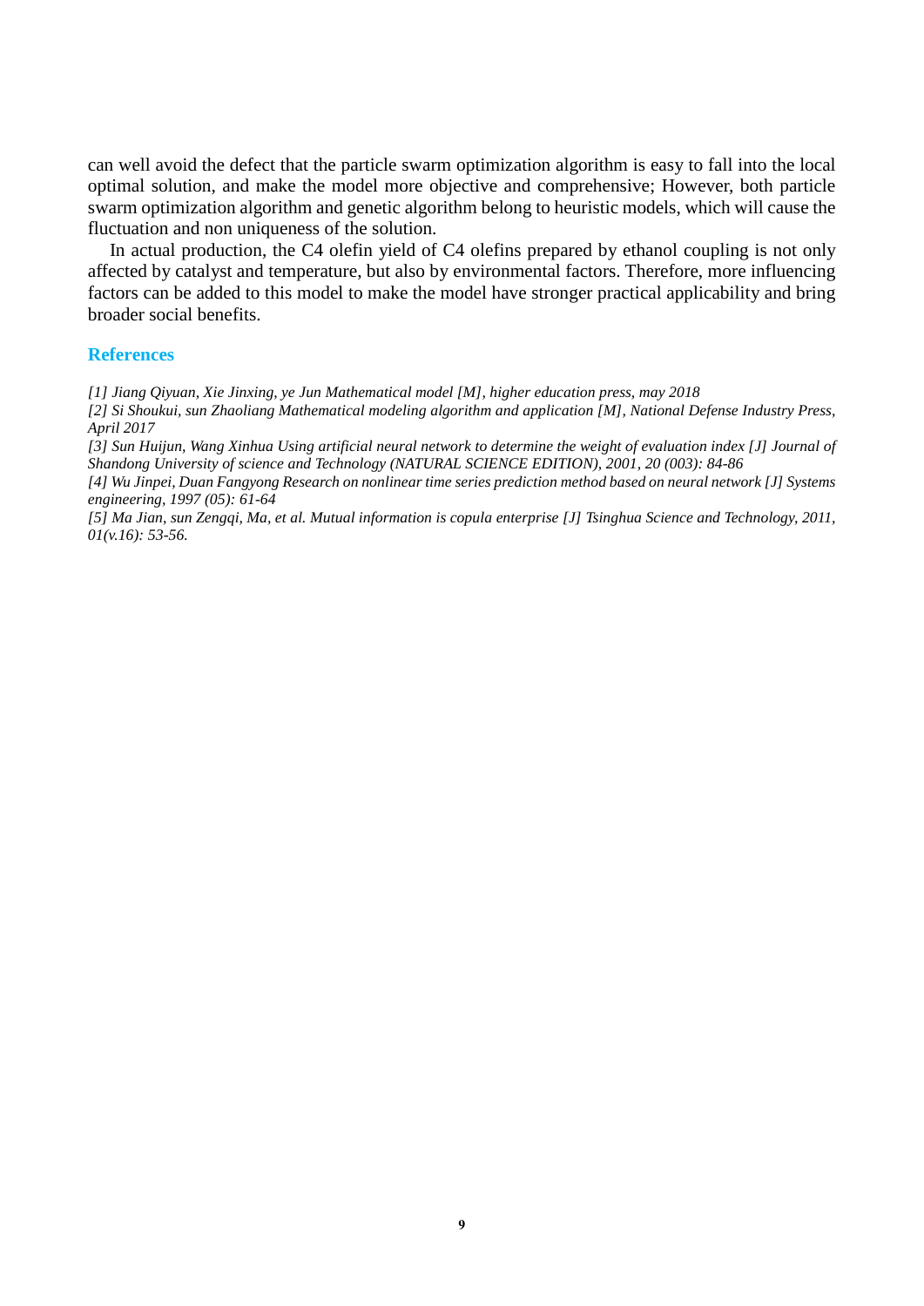can well avoid the defect that the particle swarm optimization algorithm is easy to fall into the local optimal solution, and make the model more objective and comprehensive; However, both particle swarm optimization algorithm and genetic algorithm belong to heuristic models, which will cause the fluctuation and non uniqueness of the solution.

In actual production, the C4 olefin yield of C4 olefins prepared by ethanol coupling is not only affected by catalyst and temperature, but also by environmental factors. Therefore, more influencing factors can be added to this model to make the model have stronger practical applicability and bring broader social benefits.

## References

*[1] Jiang Qiyuan, Xie Jinxing, ye Jun Mathematical model [M], higher education press, may 2018*

*[2] Si Shoukui, sun Zhaoliang Mathematical modeling algorithm and application [M], National Defense Industry Press, April 2017*

*[3] Sun Huijun, Wang Xinhua Using artificial neural network to determine the weight of evaluation index [J] Journal of Shandong University of science and Technology (NATURAL SCIENCE EDITION), 2001, 20 (003): 84-86*

*[4] Wu Jinpei, Duan Fangyong Research on nonlinear time series prediction method based on neural network [J] Systems engineering, 1997 (05): 61-64*

*[5] Ma Jian, sun Zengqi, Ma, et al. Mutual information is copula enterprise [J] Tsinghua Science and Technology, 2011, 01(v.16): 53-56.*